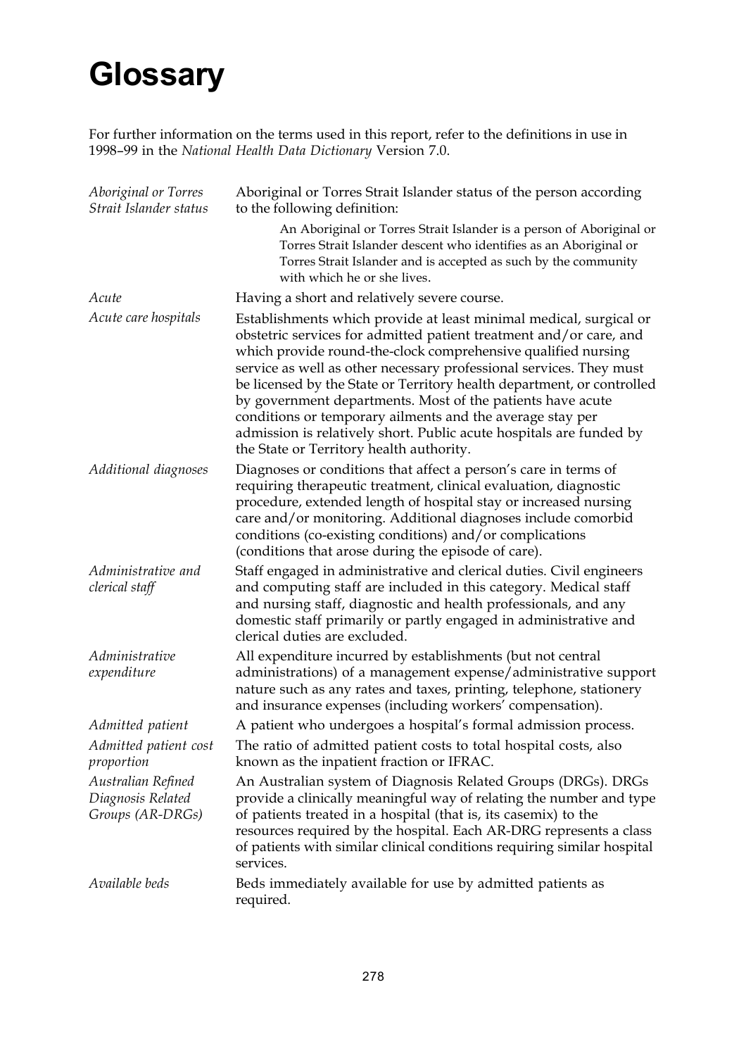# Glossary

For further information on the terms used in this report, refer to the definitions in use in 1998–99 in the *National Health Data Dictionary* Version 7.0.

| | |
|---|---|
| *Aboriginal or Torres Strait Islander status* | Aboriginal or Torres Strait Islander status of the person according to the following definition: An Aboriginal or Torres Strait Islander is a person of Aboriginal or Torres Strait Islander descent who identifies as an Aboriginal or Torres Strait Islander and is accepted as such by the community with which he or she lives. |
| *Acute* | Having a short and relatively severe course. |
| *Acute care hospitals* | Establishments which provide at least minimal medical, surgical or obstetric services for admitted patient treatment and/or care, and which provide round-the-clock comprehensive qualified nursing service as well as other necessary professional services. They must be licensed by the State or Territory health department, or controlled by government departments. Most of the patients have acute conditions or temporary ailments and the average stay per admission is relatively short. Public acute hospitals are funded by the State or Territory health authority. |
| *Additional diagnoses* | Diagnoses or conditions that affect a person's care in terms of requiring therapeutic treatment, clinical evaluation, diagnostic procedure, extended length of hospital stay or increased nursing care and/or monitoring. Additional diagnoses include comorbid conditions (co-existing conditions) and/or complications (conditions that arose during the episode of care). |
| *Administrative and clerical staff* | Staff engaged in administrative and clerical duties. Civil engineers and computing staff are included in this category. Medical staff and nursing staff, diagnostic and health professionals, and any domestic staff primarily or partly engaged in administrative and clerical duties are excluded. |
| *Administrative expenditure* | All expenditure incurred by establishments (but not central administrations) of a management expense/administrative support nature such as any rates and taxes, printing, telephone, stationery and insurance expenses (including workers' compensation). |
| *Admitted patient* | A patient who undergoes a hospital's formal admission process. |
| *Admitted patient cost proportion* | The ratio of admitted patient costs to total hospital costs, also known as the inpatient fraction or IFRAC. |
| *Australian Refined Diagnosis Related Groups (AR-DRGs)* | An Australian system of Diagnosis Related Groups (DRGs). DRGs provide a clinically meaningful way of relating the number and type of patients treated in a hospital (that is, its casemix) to the resources required by the hospital. Each AR-DRG represents a class of patients with similar clinical conditions requiring similar hospital services. |
| *Available beds* | Beds immediately available for use by admitted patients as required. |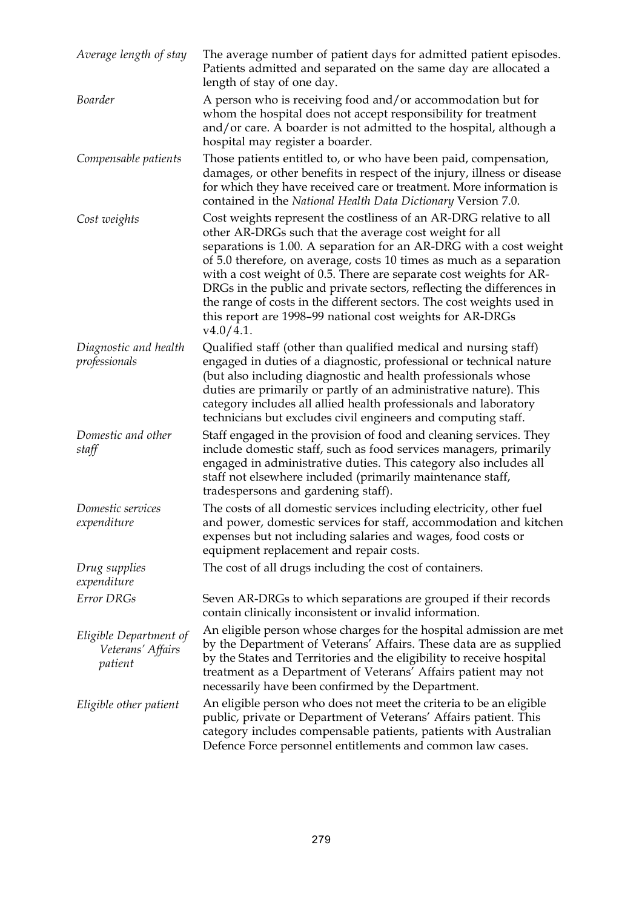| | |
|---|---|
| *Average length of stay* | The average number of patient days for admitted patient episodes. Patients admitted and separated on the same day are allocated a length of stay of one day. |
| *Boarder* | A person who is receiving food and/or accommodation but for whom the hospital does not accept responsibility for treatment and/or care. A boarder is not admitted to the hospital, although a hospital may register a boarder. |
| *Compensable patients* | Those patients entitled to, or who have been paid, compensation, damages, or other benefits in respect of the injury, illness or disease for which they have received care or treatment. More information is contained in the *National Health Data Dictionary* Version 7.0. |
| *Cost weights* | Cost weights represent the costliness of an AR-DRG relative to all other AR-DRGs such that the average cost weight for all separations is 1.00. A separation for an AR-DRG with a cost weight of 5.0 therefore, on average, costs 10 times as much as a separation with a cost weight of 0.5. There are separate cost weights for AR-DRGs in the public and private sectors, reflecting the differences in the range of costs in the different sectors. The cost weights used in this report are 1998–99 national cost weights for AR-DRGs v4.0/4.1. |
| *Diagnostic and health professionals* | Qualified staff (other than qualified medical and nursing staff) engaged in duties of a diagnostic, professional or technical nature (but also including diagnostic and health professionals whose duties are primarily or partly of an administrative nature). This category includes all allied health professionals and laboratory technicians but excludes civil engineers and computing staff. |
| *Domestic and other staff* | Staff engaged in the provision of food and cleaning services. They include domestic staff, such as food services managers, primarily engaged in administrative duties. This category also includes all staff not elsewhere included (primarily maintenance staff, tradespersons and gardening staff). |
| *Domestic services expenditure* | The costs of all domestic services including electricity, other fuel and power, domestic services for staff, accommodation and kitchen expenses but not including salaries and wages, food costs or equipment replacement and repair costs. |
| *Drug supplies expenditure* | The cost of all drugs including the cost of containers. |
| *Error DRGs* | Seven AR-DRGs to which separations are grouped if their records contain clinically inconsistent or invalid information. |
| *Eligible Department of Veterans' Affairs patient* | An eligible person whose charges for the hospital admission are met by the Department of Veterans' Affairs. These data are as supplied by the States and Territories and the eligibility to receive hospital treatment as a Department of Veterans' Affairs patient may not necessarily have been confirmed by the Department. |
| *Eligible other patient* | An eligible person who does not meet the criteria to be an eligible public, private or Department of Veterans' Affairs patient. This category includes compensable patients, patients with Australian Defence Force personnel entitlements and common law cases. |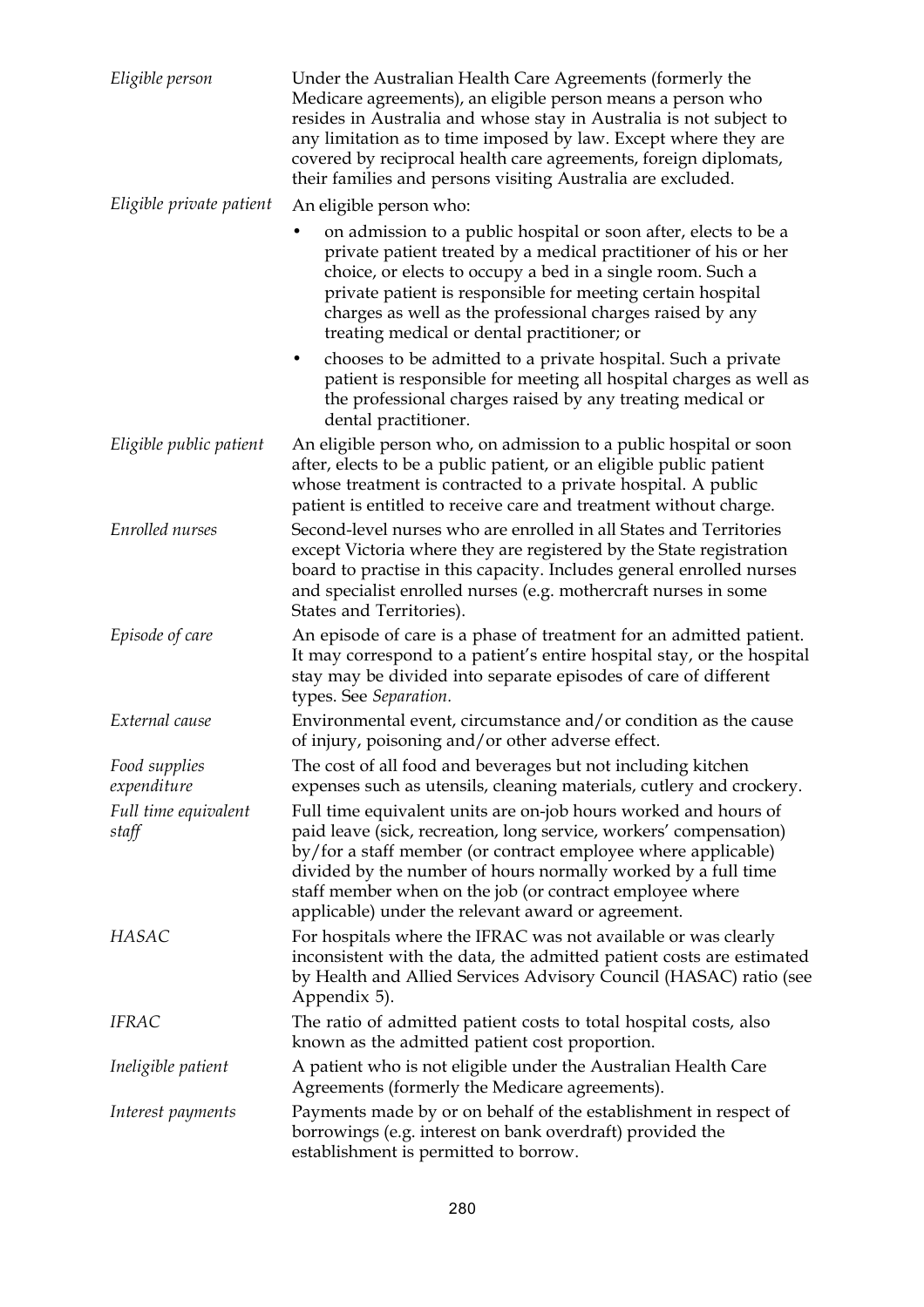| | |
|---|---|
| *Eligible person* | Under the Australian Health Care Agreements (formerly the Medicare agreements), an eligible person means a person who resides in Australia and whose stay in Australia is not subject to any limitation as to time imposed by law. Except where they are covered by reciprocal health care agreements, foreign diplomats, their families and persons visiting Australia are excluded. |
| *Eligible private patient* | An eligible person who:<br>• on admission to a public hospital or soon after, elects to be a private patient treated by a medical practitioner of his or her choice, or elects to occupy a bed in a single room. Such a private patient is responsible for meeting certain hospital charges as well as the professional charges raised by any treating medical or dental practitioner; or<br>• chooses to be admitted to a private hospital. Such a private patient is responsible for meeting all hospital charges as well as the professional charges raised by any treating medical or dental practitioner. |
| *Eligible public patient* | An eligible person who, on admission to a public hospital or soon after, elects to be a public patient, or an eligible public patient whose treatment is contracted to a private hospital. A public patient is entitled to receive care and treatment without charge. |
| *Enrolled nurses* | Second-level nurses who are enrolled in all States and Territories except Victoria where they are registered by the State registration board to practise in this capacity. Includes general enrolled nurses and specialist enrolled nurses (e.g. mothercraft nurses in some States and Territories). |
| *Episode of care* | An episode of care is a phase of treatment for an admitted patient. It may correspond to a patient's entire hospital stay, or the hospital stay may be divided into separate episodes of care of different types. See *Separation.* |
| *External cause* | Environmental event, circumstance and/or condition as the cause of injury, poisoning and/or other adverse effect. |
| *Food supplies expenditure* | The cost of all food and beverages but not including kitchen expenses such as utensils, cleaning materials, cutlery and crockery. |
| *Full time equivalent staff* | Full time equivalent units are on-job hours worked and hours of paid leave (sick, recreation, long service, workers' compensation) by/for a staff member (or contract employee where applicable) divided by the number of hours normally worked by a full time staff member when on the job (or contract employee where applicable) under the relevant award or agreement. |
| *HASAC* | For hospitals where the IFRAC was not available or was clearly inconsistent with the data, the admitted patient costs are estimated by Health and Allied Services Advisory Council (HASAC) ratio (see Appendix 5). |
| *IFRAC* | The ratio of admitted patient costs to total hospital costs, also known as the admitted patient cost proportion. |
| *Ineligible patient* | A patient who is not eligible under the Australian Health Care Agreements (formerly the Medicare agreements). |
| *Interest payments* | Payments made by or on behalf of the establishment in respect of borrowings (e.g. interest on bank overdraft) provided the establishment is permitted to borrow. |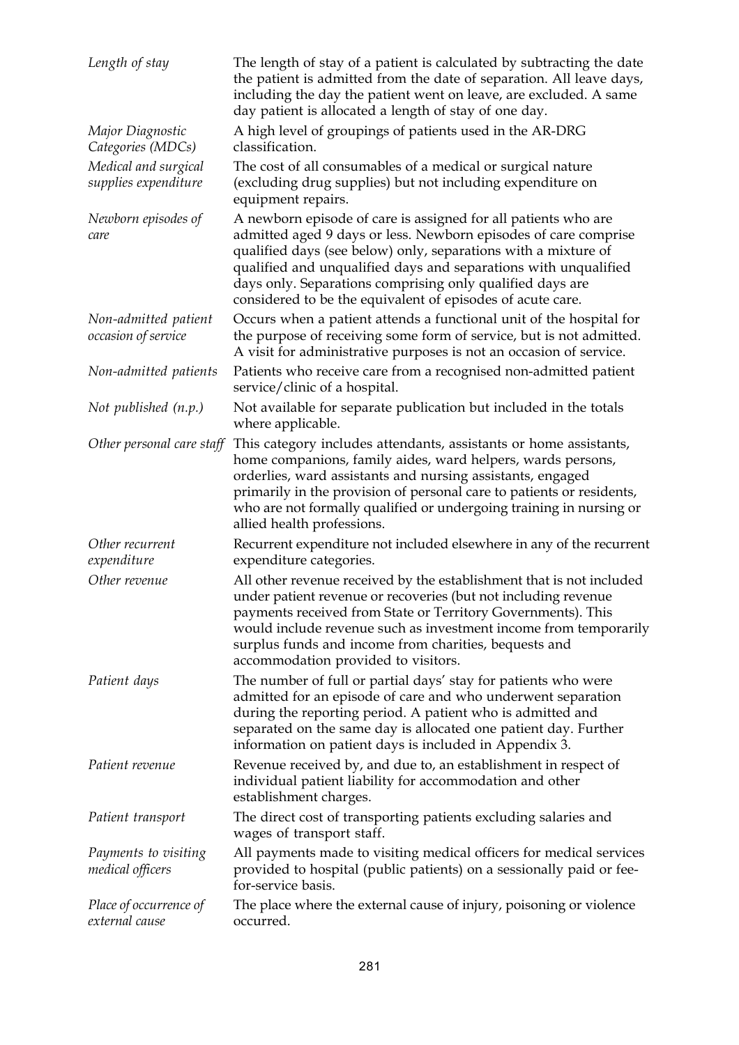| | |
|---|---|
| *Length of stay* | The length of stay of a patient is calculated by subtracting the date the patient is admitted from the date of separation. All leave days, including the day the patient went on leave, are excluded. A same day patient is allocated a length of stay of one day. |
| *Major Diagnostic Categories (MDCs)* | A high level of groupings of patients used in the AR-DRG classification. |
| *Medical and surgical supplies expenditure* | The cost of all consumables of a medical or surgical nature (excluding drug supplies) but not including expenditure on equipment repairs. |
| *Newborn episodes of care* | A newborn episode of care is assigned for all patients who are admitted aged 9 days or less. Newborn episodes of care comprise qualified days (see below) only, separations with a mixture of qualified and unqualified days and separations with unqualified days only. Separations comprising only qualified days are considered to be the equivalent of episodes of acute care. |
| *Non-admitted patient occasion of service* | Occurs when a patient attends a functional unit of the hospital for the purpose of receiving some form of service, but is not admitted. A visit for administrative purposes is not an occasion of service. |
| *Non-admitted patients* | Patients who receive care from a recognised non-admitted patient service/clinic of a hospital. |
| *Not published (n.p.)* | Not available for separate publication but included in the totals where applicable. |
| *Other personal care staff* | This category includes attendants, assistants or home assistants, home companions, family aides, ward helpers, wards persons, orderlies, ward assistants and nursing assistants, engaged primarily in the provision of personal care to patients or residents, who are not formally qualified or undergoing training in nursing or allied health professions. |
| *Other recurrent expenditure* | Recurrent expenditure not included elsewhere in any of the recurrent expenditure categories. |
| *Other revenue* | All other revenue received by the establishment that is not included under patient revenue or recoveries (but not including revenue payments received from State or Territory Governments). This would include revenue such as investment income from temporarily surplus funds and income from charities, bequests and accommodation provided to visitors. |
| *Patient days* | The number of full or partial days' stay for patients who were admitted for an episode of care and who underwent separation during the reporting period. A patient who is admitted and separated on the same day is allocated one patient day. Further information on patient days is included in Appendix 3. |
| *Patient revenue* | Revenue received by, and due to, an establishment in respect of individual patient liability for accommodation and other establishment charges. |
| *Patient transport* | The direct cost of transporting patients excluding salaries and wages of transport staff. |
| *Payments to visiting medical officers* | All payments made to visiting medical officers for medical services provided to hospital (public patients) on a sessionally paid or fee-for-service basis. |
| *Place of occurrence of external cause* | The place where the external cause of injury, poisoning or violence occurred. |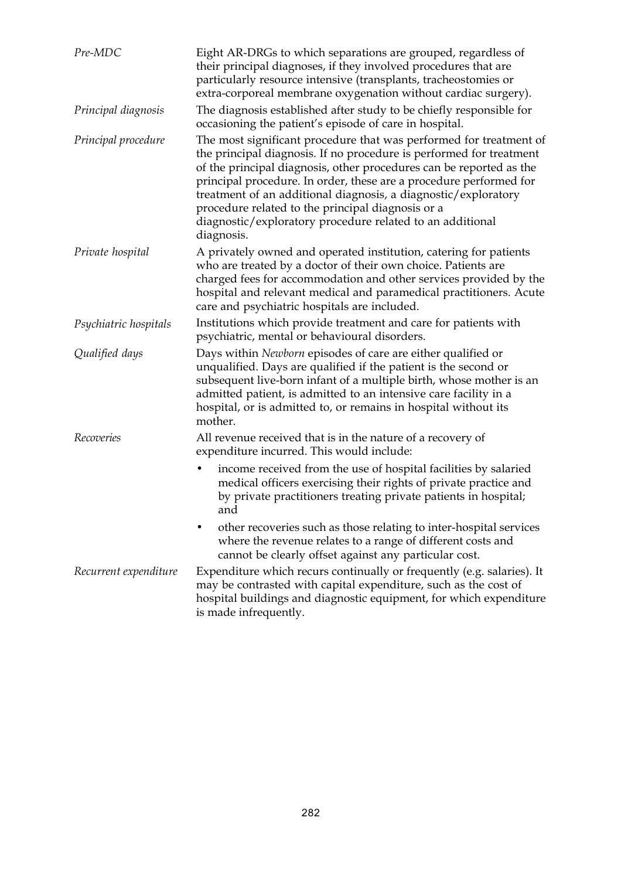*Pre-MDC* — Eight AR-DRGs to which separations are grouped, regardless of their principal diagnoses, if they involved procedures that are particularly resource intensive (transplants, tracheostomies or extra-corporeal membrane oxygenation without cardiac surgery).

*Principal diagnosis* — The diagnosis established after study to be chiefly responsible for occasioning the patient's episode of care in hospital.

*Principal procedure* — The most significant procedure that was performed for treatment of the principal diagnosis. If no procedure is performed for treatment of the principal diagnosis, other procedures can be reported as the principal procedure. In order, these are a procedure performed for treatment of an additional diagnosis, a diagnostic/exploratory procedure related to the principal diagnosis or a diagnostic/exploratory procedure related to an additional diagnosis.

*Private hospital* — A privately owned and operated institution, catering for patients who are treated by a doctor of their own choice. Patients are charged fees for accommodation and other services provided by the hospital and relevant medical and paramedical practitioners. Acute care and psychiatric hospitals are included.

*Psychiatric hospitals* — Institutions which provide treatment and care for patients with psychiatric, mental or behavioural disorders.

*Qualified days* — Days within *Newborn* episodes of care are either qualified or unqualified. Days are qualified if the patient is the second or subsequent live-born infant of a multiple birth, whose mother is an admitted patient, is admitted to an intensive care facility in a hospital, or is admitted to, or remains in hospital without its mother.

*Recoveries* — All revenue received that is in the nature of a recovery of expenditure incurred. This would include:

- income received from the use of hospital facilities by salaried medical officers exercising their rights of private practice and by private practitioners treating private patients in hospital; and
- other recoveries such as those relating to inter-hospital services where the revenue relates to a range of different costs and cannot be clearly offset against any particular cost.

*Recurrent expenditure* — Expenditure which recurs continually or frequently (e.g. salaries). It may be contrasted with capital expenditure, such as the cost of hospital buildings and diagnostic equipment, for which expenditure is made infrequently.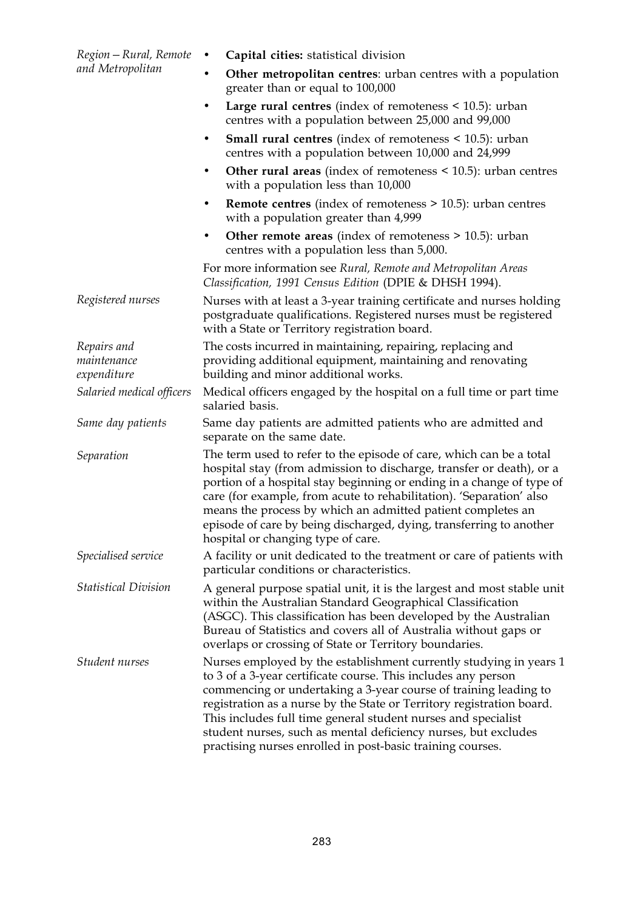*Region – Rural, Remote and Metropolitan*

- **Capital cities:** statistical division
- **Other metropolitan centres**: urban centres with a population greater than or equal to 100,000
- **Large rural centres** (index of remoteness < 10.5): urban centres with a population between 25,000 and 99,000
- **Small rural centres** (index of remoteness < 10.5): urban centres with a population between 10,000 and 24,999
- **Other rural areas** (index of remoteness < 10.5): urban centres with a population less than 10,000
- **Remote centres** (index of remoteness > 10.5): urban centres with a population greater than 4,999
- **Other remote areas** (index of remoteness > 10.5): urban centres with a population less than 5,000.

For more information see *Rural, Remote and Metropolitan Areas Classification, 1991 Census Edition* (DPIE & DHSH 1994).

*Registered nurses*

Nurses with at least a 3-year training certificate and nurses holding postgraduate qualifications. Registered nurses must be registered with a State or Territory registration board.

*Repairs and maintenance expenditure*

The costs incurred in maintaining, repairing, replacing and providing additional equipment, maintaining and renovating building and minor additional works.

*Salaried medical officers*

Medical officers engaged by the hospital on a full time or part time salaried basis.

*Same day patients*

Same day patients are admitted patients who are admitted and separate on the same date.

*Separation*

The term used to refer to the episode of care, which can be a total hospital stay (from admission to discharge, transfer or death), or a portion of a hospital stay beginning or ending in a change of type of care (for example, from acute to rehabilitation). 'Separation' also means the process by which an admitted patient completes an episode of care by being discharged, dying, transferring to another hospital or changing type of care.

*Specialised service*

A facility or unit dedicated to the treatment or care of patients with particular conditions or characteristics.

*Statistical Division*

A general purpose spatial unit, it is the largest and most stable unit within the Australian Standard Geographical Classification (ASGC). This classification has been developed by the Australian Bureau of Statistics and covers all of Australia without gaps or overlaps or crossing of State or Territory boundaries.

*Student nurses*

Nurses employed by the establishment currently studying in years 1 to 3 of a 3-year certificate course. This includes any person commencing or undertaking a 3-year course of training leading to registration as a nurse by the State or Territory registration board. This includes full time general student nurses and specialist student nurses, such as mental deficiency nurses, but excludes practising nurses enrolled in post-basic training courses.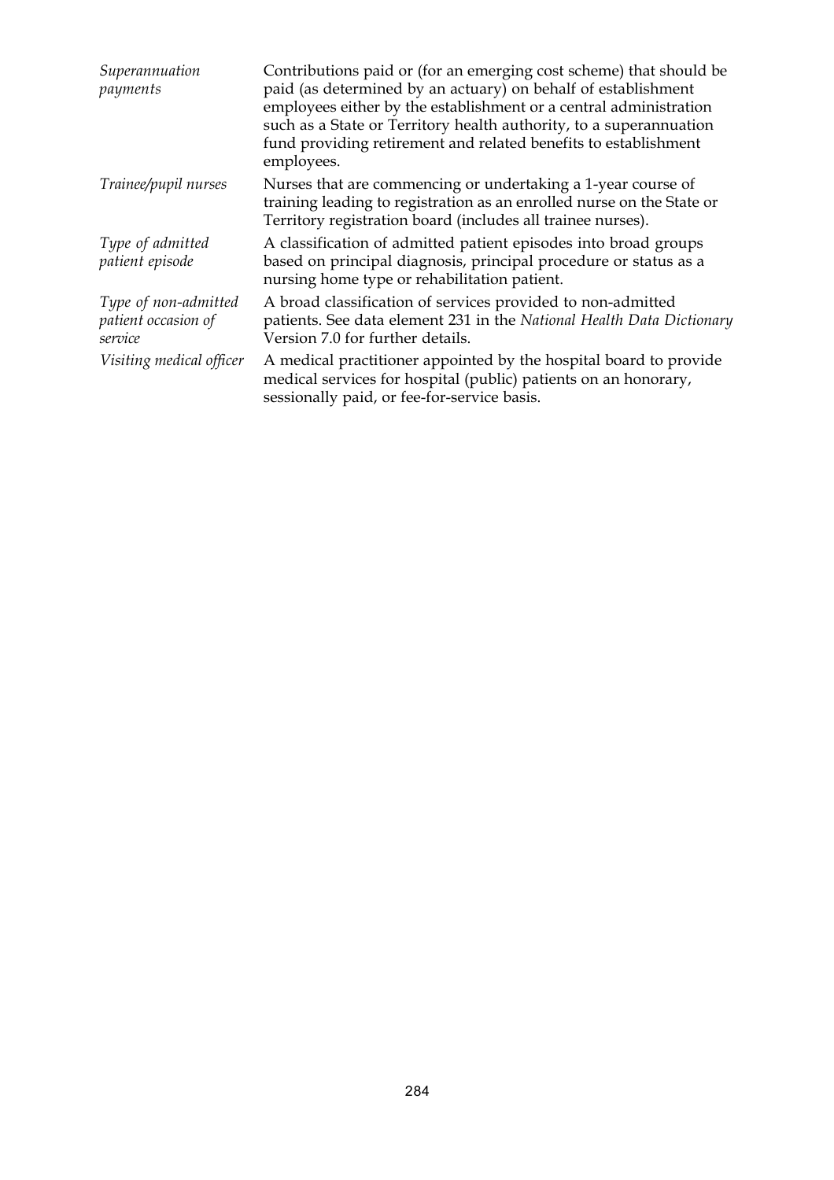| | |
|---|---|
| *Superannuation payments* | Contributions paid or (for an emerging cost scheme) that should be paid (as determined by an actuary) on behalf of establishment employees either by the establishment or a central administration such as a State or Territory health authority, to a superannuation fund providing retirement and related benefits to establishment employees. |
| *Trainee/pupil nurses* | Nurses that are commencing or undertaking a 1-year course of training leading to registration as an enrolled nurse on the State or Territory registration board (includes all trainee nurses). |
| *Type of admitted patient episode* | A classification of admitted patient episodes into broad groups based on principal diagnosis, principal procedure or status as a nursing home type or rehabilitation patient. |
| *Type of non-admitted patient occasion of service* | A broad classification of services provided to non-admitted patients. See data element 231 in the *National Health Data Dictionary* Version 7.0 for further details. |
| *Visiting medical officer* | A medical practitioner appointed by the hospital board to provide medical services for hospital (public) patients on an honorary, sessionally paid, or fee-for-service basis. |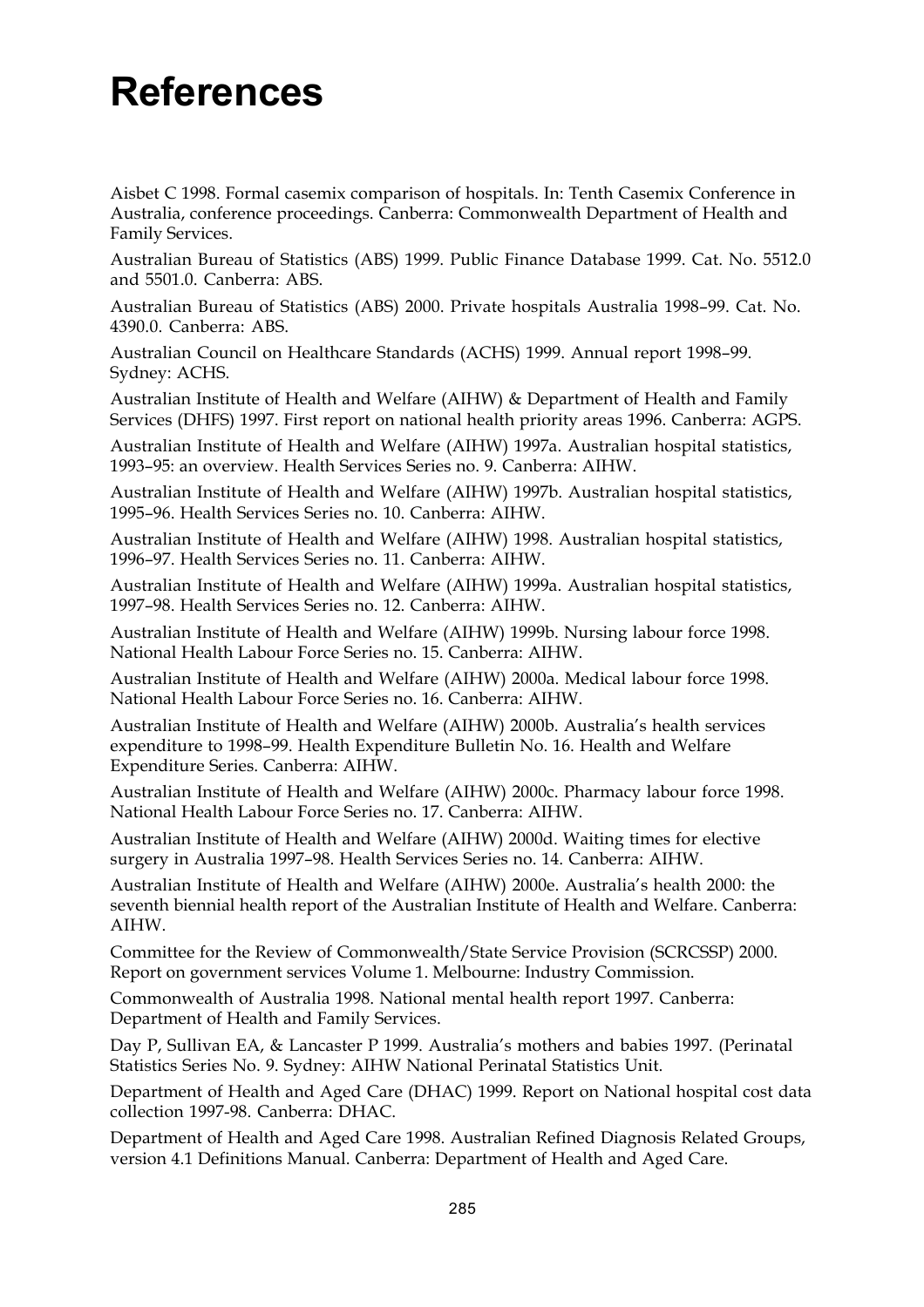# References

Aisbet C 1998. Formal casemix comparison of hospitals. In: Tenth Casemix Conference in Australia, conference proceedings. Canberra: Commonwealth Department of Health and Family Services.

Australian Bureau of Statistics (ABS) 1999. Public Finance Database 1999. Cat. No. 5512.0 and 5501.0. Canberra: ABS.

Australian Bureau of Statistics (ABS) 2000. Private hospitals Australia 1998–99. Cat. No. 4390.0. Canberra: ABS.

Australian Council on Healthcare Standards (ACHS) 1999. Annual report 1998–99. Sydney: ACHS.

Australian Institute of Health and Welfare (AIHW) & Department of Health and Family Services (DHFS) 1997. First report on national health priority areas 1996. Canberra: AGPS.

Australian Institute of Health and Welfare (AIHW) 1997a. Australian hospital statistics, 1993–95: an overview. Health Services Series no. 9. Canberra: AIHW.

Australian Institute of Health and Welfare (AIHW) 1997b. Australian hospital statistics, 1995–96. Health Services Series no. 10. Canberra: AIHW.

Australian Institute of Health and Welfare (AIHW) 1998. Australian hospital statistics, 1996–97. Health Services Series no. 11. Canberra: AIHW.

Australian Institute of Health and Welfare (AIHW) 1999a. Australian hospital statistics, 1997–98. Health Services Series no. 12. Canberra: AIHW.

Australian Institute of Health and Welfare (AIHW) 1999b. Nursing labour force 1998. National Health Labour Force Series no. 15. Canberra: AIHW.

Australian Institute of Health and Welfare (AIHW) 2000a. Medical labour force 1998. National Health Labour Force Series no. 16. Canberra: AIHW.

Australian Institute of Health and Welfare (AIHW) 2000b. Australia's health services expenditure to 1998–99. Health Expenditure Bulletin No. 16. Health and Welfare Expenditure Series. Canberra: AIHW.

Australian Institute of Health and Welfare (AIHW) 2000c. Pharmacy labour force 1998. National Health Labour Force Series no. 17. Canberra: AIHW.

Australian Institute of Health and Welfare (AIHW) 2000d. Waiting times for elective surgery in Australia 1997–98. Health Services Series no. 14. Canberra: AIHW.

Australian Institute of Health and Welfare (AIHW) 2000e. Australia's health 2000: the seventh biennial health report of the Australian Institute of Health and Welfare. Canberra: AIHW.

Committee for the Review of Commonwealth/State Service Provision (SCRCSSP) 2000. Report on government services Volume 1. Melbourne: Industry Commission.

Commonwealth of Australia 1998. National mental health report 1997. Canberra: Department of Health and Family Services.

Day P, Sullivan EA, & Lancaster P 1999. Australia's mothers and babies 1997. (Perinatal Statistics Series No. 9. Sydney: AIHW National Perinatal Statistics Unit.

Department of Health and Aged Care (DHAC) 1999. Report on National hospital cost data collection 1997-98. Canberra: DHAC.

Department of Health and Aged Care 1998. Australian Refined Diagnosis Related Groups, version 4.1 Definitions Manual. Canberra: Department of Health and Aged Care.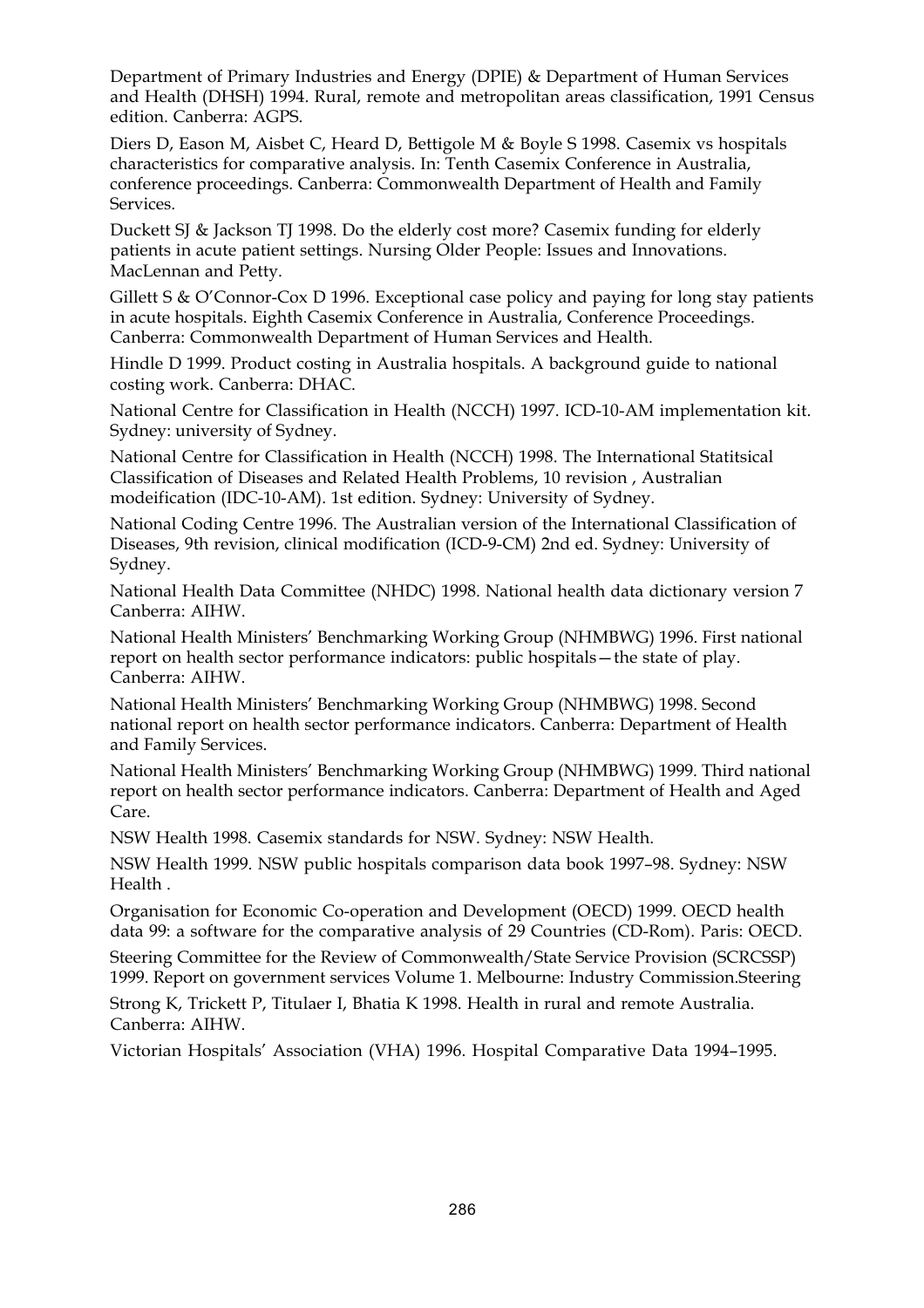Department of Primary Industries and Energy (DPIE) & Department of Human Services and Health (DHSH) 1994. Rural, remote and metropolitan areas classification, 1991 Census edition. Canberra: AGPS.

Diers D, Eason M, Aisbet C, Heard D, Bettigole M & Boyle S 1998. Casemix vs hospitals characteristics for comparative analysis. In: Tenth Casemix Conference in Australia, conference proceedings. Canberra: Commonwealth Department of Health and Family Services.

Duckett SJ & Jackson TJ 1998. Do the elderly cost more? Casemix funding for elderly patients in acute patient settings. Nursing Older People: Issues and Innovations. MacLennan and Petty.

Gillett S & O'Connor-Cox D 1996. Exceptional case policy and paying for long stay patients in acute hospitals. Eighth Casemix Conference in Australia, Conference Proceedings. Canberra: Commonwealth Department of Human Services and Health.

Hindle D 1999. Product costing in Australia hospitals. A background guide to national costing work. Canberra: DHAC.

National Centre for Classification in Health (NCCH) 1997. ICD-10-AM implementation kit. Sydney: university of Sydney.

National Centre for Classification in Health (NCCH) 1998. The International Statitsical Classification of Diseases and Related Health Problems, 10 revision , Australian modeification (IDC-10-AM). 1st edition. Sydney: University of Sydney.

National Coding Centre 1996. The Australian version of the International Classification of Diseases, 9th revision, clinical modification (ICD-9-CM) 2nd ed. Sydney: University of Sydney.

National Health Data Committee (NHDC) 1998. National health data dictionary version 7 Canberra: AIHW.

National Health Ministers' Benchmarking Working Group (NHMBWG) 1996. First national report on health sector performance indicators: public hospitals—the state of play. Canberra: AIHW.

National Health Ministers' Benchmarking Working Group (NHMBWG) 1998. Second national report on health sector performance indicators. Canberra: Department of Health and Family Services.

National Health Ministers' Benchmarking Working Group (NHMBWG) 1999. Third national report on health sector performance indicators. Canberra: Department of Health and Aged Care.

NSW Health 1998. Casemix standards for NSW. Sydney: NSW Health.

NSW Health 1999. NSW public hospitals comparison data book 1997–98. Sydney: NSW Health .

Organisation for Economic Co-operation and Development (OECD) 1999. OECD health data 99: a software for the comparative analysis of 29 Countries (CD-Rom). Paris: OECD.

Steering Committee for the Review of Commonwealth/State Service Provision (SCRCSSP) 1999. Report on government services Volume 1. Melbourne: Industry Commission.Steering

Strong K, Trickett P, Titulaer I, Bhatia K 1998. Health in rural and remote Australia. Canberra: AIHW.

Victorian Hospitals' Association (VHA) 1996. Hospital Comparative Data 1994–1995.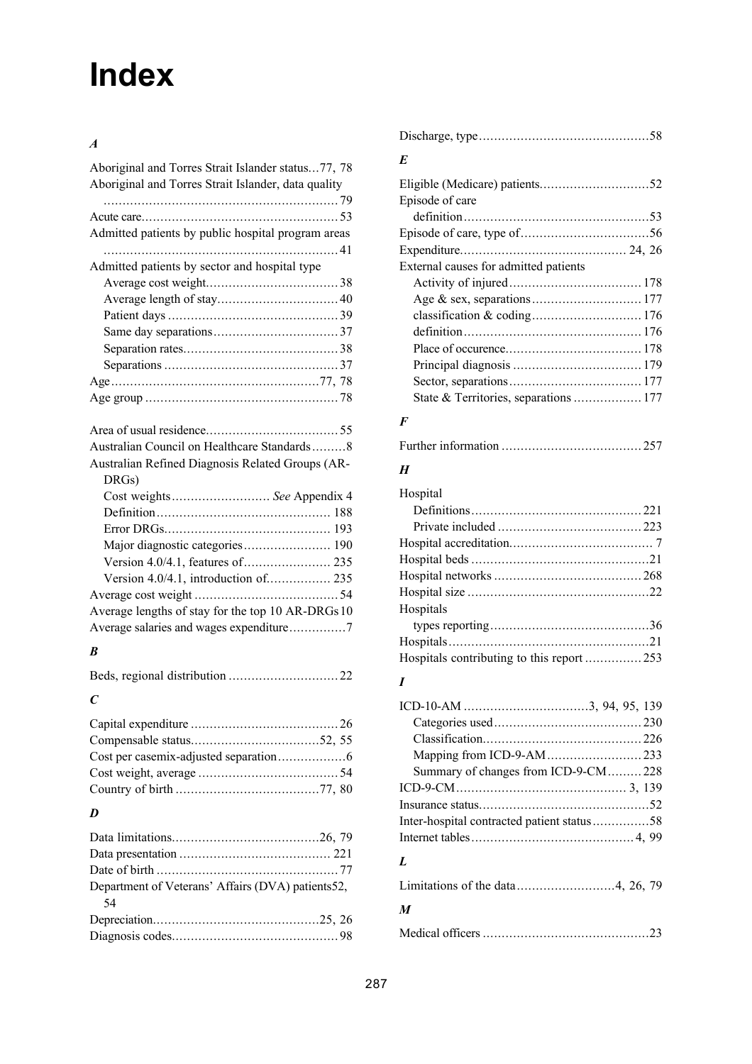# Index

### *A*

Aboriginal and Torres Strait Islander status...77, 78
Aboriginal and Torres Strait Islander, data quality ............79
Acute care............53
Admitted patients by public hospital program areas ............41
Admitted patients by sector and hospital type
- Average cost weight............38
- Average length of stay............40
- Patient days............39
- Same day separations............37
- Separation rates............38
- Separations............37

Age............77, 78
Age group............78

Area of usual residence............55
Australian Council on Healthcare Standards.........8
Australian Refined Diagnosis Related Groups (AR-DRGs)
- Cost weights............*See* Appendix 4
- Definition............188
- Error DRGs............193
- Major diagnostic categories............190
- Version 4.0/4.1, features of............235
- Version 4.0/4.1, introduction of............235

Average cost weight............54
Average lengths of stay for the top 10 AR-DRGs 10
Average salaries and wages expenditure............7

### *B*

Beds, regional distribution............22

### *C*

Capital expenditure............26
Compensable status............52, 55
Cost per casemix-adjusted separation............6
Cost weight, average............54
Country of birth............77, 80

### *D*

Data limitations............26, 79
Data presentation............221
Date of birth............77
Department of Veterans' Affairs (DVA) patients52, 54
Depreciation............25, 26
Diagnosis codes............98
Discharge, type............58

### *E*

Eligible (Medicare) patients............52
Episode of care
- definition............53

Episode of care, type of............56
Expenditure............24, 26
External causes for admitted patients
- Activity of injured............178
- Age & sex, separations............177
- classification & coding............176
- definition............176
- Place of occurence............178
- Principal diagnosis............179
- Sector, separations............177
- State & Territories, separations............177

### *F*

Further information............257

### *H*

Hospital
- Definitions............221
- Private included............223

Hospital accreditation............7
Hospital beds............21
Hospital networks............268
Hospital size............22
Hospitals
- types reporting............36

Hospitals............21
Hospitals contributing to this report............253

### *I*

ICD-10-AM............3, 94, 95, 139
- Categories used............230
- Classification............226
- Mapping from ICD-9-AM............233
- Summary of changes from ICD-9-CM.........228

ICD-9-CM............3, 139
Insurance status............52
Inter-hospital contracted patient status............58
Internet tables............4, 99

### *L*

Limitations of the data............4, 26, 79

### *M*

Medical officers............23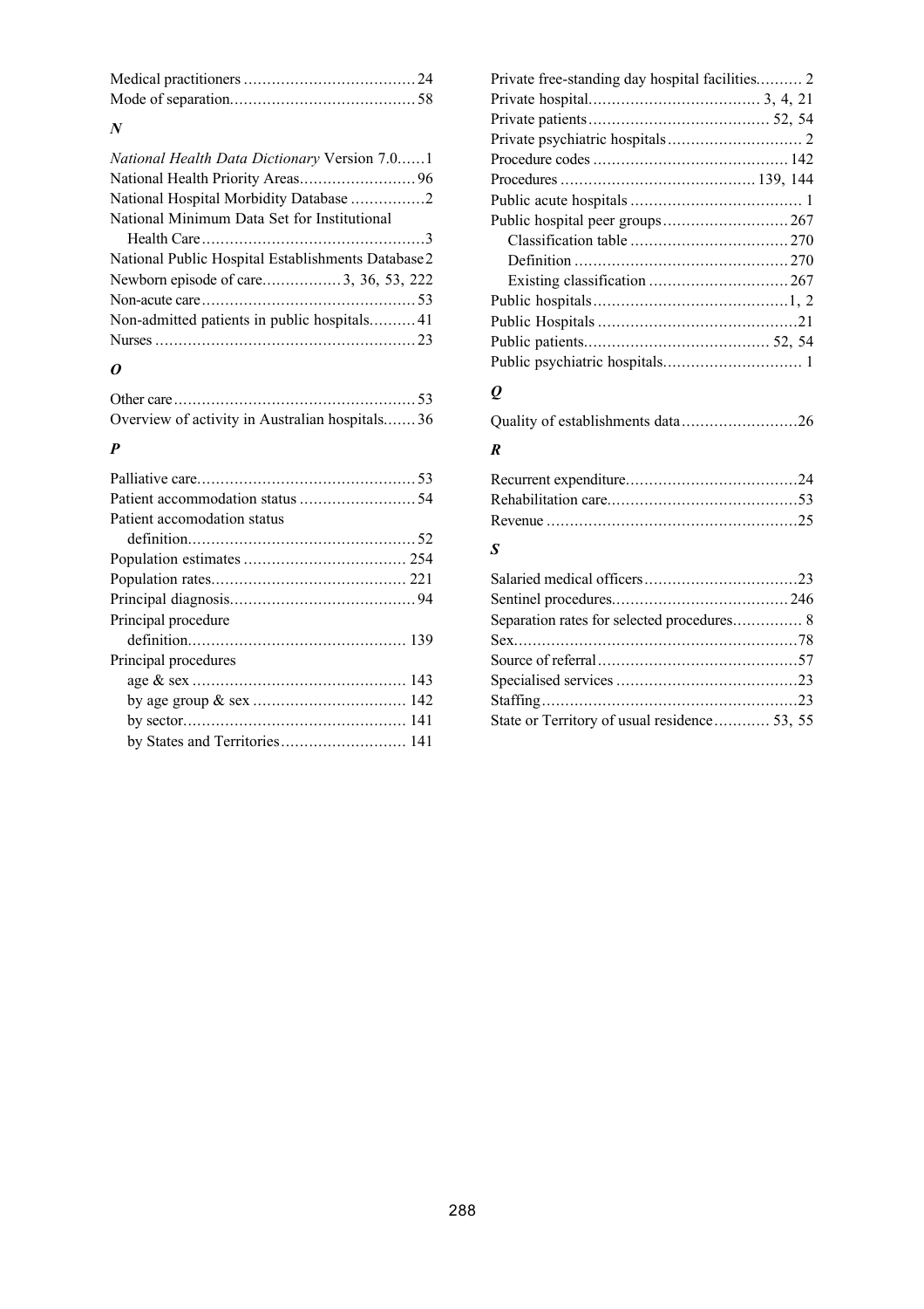Medical practitioners ....................................24
Mode of separation........................................58

### *N*

*National Health Data Dictionary* Version 7.0......1
National Health Priority Areas.........................96
National Hospital Morbidity Database ................2
National Minimum Data Set for Institutional
  Health Care................................................3
National Public Hospital Establishments Database 2
Newborn episode of care.................3, 36, 53, 222
Non-acute care..............................................53
Non-admitted patients in public hospitals..........41
Nurses ........................................................23

### *O*

Other care....................................................53
Overview of activity in Australian hospitals.......36

### *P*

Palliative care..............................................53
Patient accommodation status .........................54
Patient accomodation status
  definition................................................52
Population estimates ................................... 254
Population rates.......................................... 221
Principal diagnosis........................................94
Principal procedure
  definition.............................................. 139
Principal procedures
  age & sex ............................................. 143
  by age group & sex ................................. 142
  by sector............................................... 141
  by States and Territories........................... 141

Private free-standing day hospital facilities.......... 2
Private hospital.................................... 3, 4, 21
Private patients...................................... 52, 54
Private psychiatric hospitals............................. 2
Procedure codes .......................................... 142
Procedures .......................................... 139, 144
Public acute hospitals ..................................... 1
Public hospital peer groups........................... 267
  Classification table .................................. 270
  Definition .............................................. 270
  Existing classification .............................. 267
Public hospitals..........................................1, 2
Public Hospitals ...........................................21
Public patients....................................... 52, 54
Public psychiatric hospitals.............................. 1

### *Q*

Quality of establishments data.........................26

### *R*

Recurrent expenditure....................................24
Rehabilitation care.........................................53
Revenue ......................................................25

### *S*

Salaried medical officers.................................23
Sentinel procedures..................................... 246
Separation rates for selected procedures............... 8
Sex.............................................................78
Source of referral...........................................57
Specialised services .......................................23
Staffing.......................................................23
State or Territory of usual residence............ 53, 55